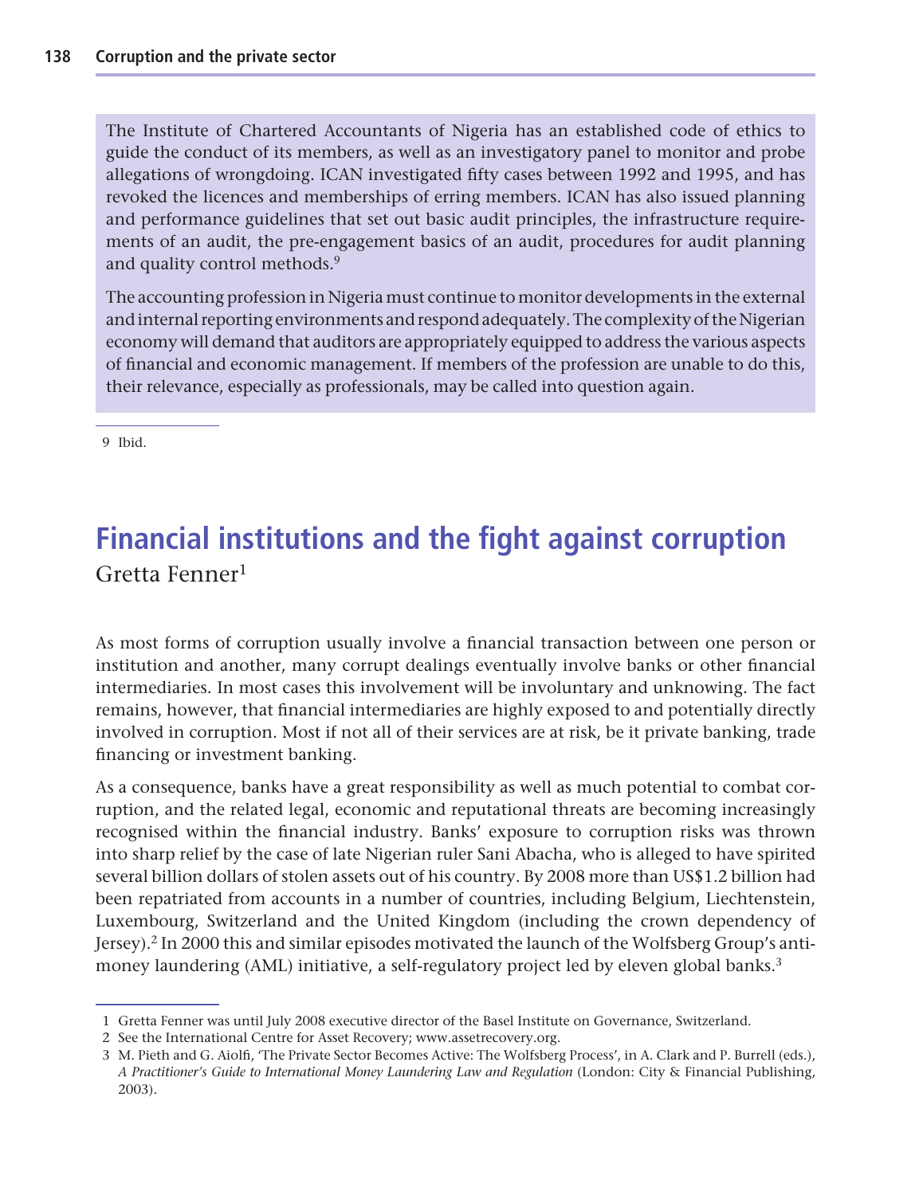The Institute of Chartered Accountants of Nigeria has an established code of ethics to guide the conduct of its members, as well as an investigatory panel to monitor and probe allegations of wrongdoing. ICAN investigated fifty cases between 1992 and 1995, and has revoked the licences and memberships of erring members. ICAN has also issued planning and performance guidelines that set out basic audit principles, the infrastructure requirements of an audit, the pre-engagement basics of an audit, procedures for audit planning and quality control methods.[9]

The accounting profession in Nigeria must continue to monitor developments in the external and internal reporting environments and respond adequately. The complexity of the Nigerian economy will demand that auditors are appropriately equipped to address the various aspects of financial and economic management. If members of the profession are unable to do this, their relevance, especially as professionals, may be called into question again.

9 Ibid.

# Financial institutions and the fight against corruption

Gretta Fenner[1]

As most forms of corruption usually involve a financial transaction between one person or institution and another, many corrupt dealings eventually involve banks or other financial intermediaries. In most cases this involvement will be involuntary and unknowing. The fact remains, however, that financial intermediaries are highly exposed to and potentially directly involved in corruption. Most if not all of their services are at risk, be it private banking, trade financing or investment banking.

As a consequence, banks have a great responsibility as well as much potential to combat corruption, and the related legal, economic and reputational threats are becoming increasingly recognised within the financial industry. Banks' exposure to corruption risks was thrown into sharp relief by the case of late Nigerian ruler Sani Abacha, who is alleged to have spirited several billion dollars of stolen assets out of his country. By 2008 more than US$1.2 billion had been repatriated from accounts in a number of countries, including Belgium, Liechtenstein, Luxembourg, Switzerland and the United Kingdom (including the crown dependency of Jersey).[2] In 2000 this and similar episodes motivated the launch of the Wolfsberg Group's anti-money laundering (AML) initiative, a self-regulatory project led by eleven global banks.[3]

1 Gretta Fenner was until July 2008 executive director of the Basel Institute on Governance, Switzerland.

2 See the International Centre for Asset Recovery; www.assetrecovery.org.

3 M. Pieth and G. Aiolfi, 'The Private Sector Becomes Active: The Wolfsberg Process', in A. Clark and P. Burrell (eds.), *A Practitioner's Guide to International Money Laundering Law and Regulation* (London: City & Financial Publishing, 2003).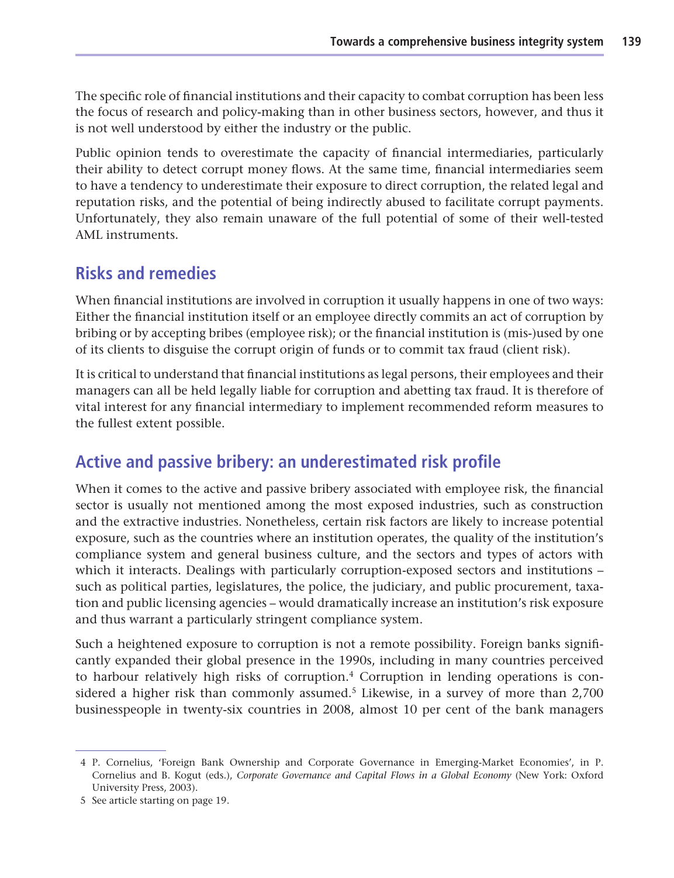The specific role of financial institutions and their capacity to combat corruption has been less the focus of research and policy-making than in other business sectors, however, and thus it is not well understood by either the industry or the public.

Public opinion tends to overestimate the capacity of financial intermediaries, particularly their ability to detect corrupt money flows. At the same time, financial intermediaries seem to have a tendency to underestimate their exposure to direct corruption, the related legal and reputation risks, and the potential of being indirectly abused to facilitate corrupt payments. Unfortunately, they also remain unaware of the full potential of some of their well-tested AML instruments.

## Risks and remedies

When financial institutions are involved in corruption it usually happens in one of two ways: Either the financial institution itself or an employee directly commits an act of corruption by bribing or by accepting bribes (employee risk); or the financial institution is (mis-)used by one of its clients to disguise the corrupt origin of funds or to commit tax fraud (client risk).

It is critical to understand that financial institutions as legal persons, their employees and their managers can all be held legally liable for corruption and abetting tax fraud. It is therefore of vital interest for any financial intermediary to implement recommended reform measures to the fullest extent possible.

## Active and passive bribery: an underestimated risk profile

When it comes to the active and passive bribery associated with employee risk, the financial sector is usually not mentioned among the most exposed industries, such as construction and the extractive industries. Nonetheless, certain risk factors are likely to increase potential exposure, such as the countries where an institution operates, the quality of the institution's compliance system and general business culture, and the sectors and types of actors with which it interacts. Dealings with particularly corruption-exposed sectors and institutions – such as political parties, legislatures, the police, the judiciary, and public procurement, taxation and public licensing agencies – would dramatically increase an institution's risk exposure and thus warrant a particularly stringent compliance system.

Such a heightened exposure to corruption is not a remote possibility. Foreign banks significantly expanded their global presence in the 1990s, including in many countries perceived to harbour relatively high risks of corruption.[4] Corruption in lending operations is considered a higher risk than commonly assumed.[5] Likewise, in a survey of more than 2,700 businesspeople in twenty-six countries in 2008, almost 10 per cent of the bank managers

4 P. Cornelius, 'Foreign Bank Ownership and Corporate Governance in Emerging-Market Economies', in P. Cornelius and B. Kogut (eds.), *Corporate Governance and Capital Flows in a Global Economy* (New York: Oxford University Press, 2003).

5 See article starting on page 19.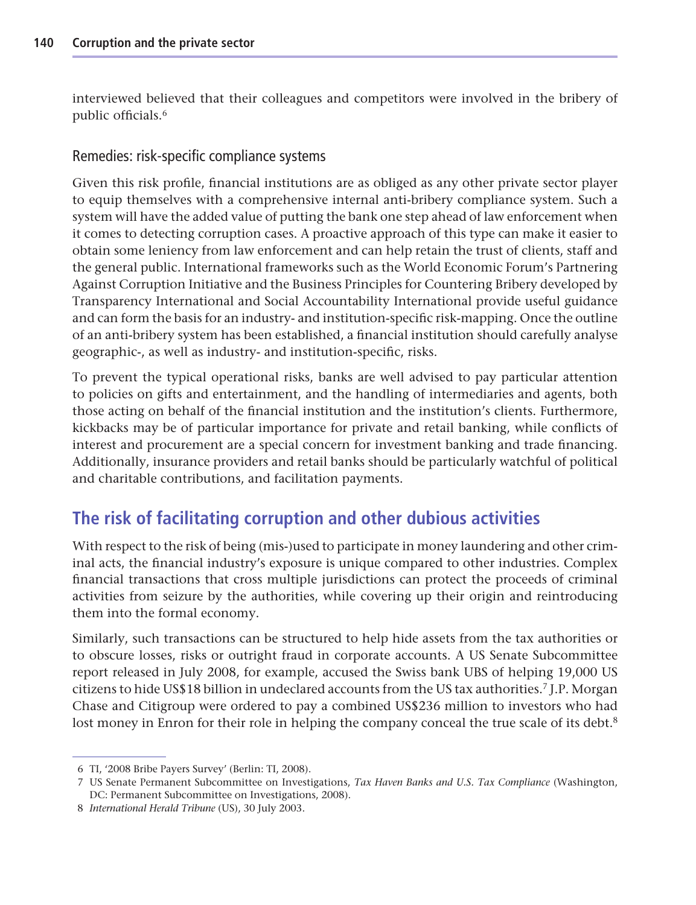interviewed believed that their colleagues and competitors were involved in the bribery of public officials.[6]

### Remedies: risk-specific compliance systems

Given this risk profile, financial institutions are as obliged as any other private sector player to equip themselves with a comprehensive internal anti-bribery compliance system. Such a system will have the added value of putting the bank one step ahead of law enforcement when it comes to detecting corruption cases. A proactive approach of this type can make it easier to obtain some leniency from law enforcement and can help retain the trust of clients, staff and the general public. International frameworks such as the World Economic Forum's Partnering Against Corruption Initiative and the Business Principles for Countering Bribery developed by Transparency International and Social Accountability International provide useful guidance and can form the basis for an industry- and institution-specific risk-mapping. Once the outline of an anti-bribery system has been established, a financial institution should carefully analyse geographic-, as well as industry- and institution-specific, risks.

To prevent the typical operational risks, banks are well advised to pay particular attention to policies on gifts and entertainment, and the handling of intermediaries and agents, both those acting on behalf of the financial institution and the institution's clients. Furthermore, kickbacks may be of particular importance for private and retail banking, while conflicts of interest and procurement are a special concern for investment banking and trade financing. Additionally, insurance providers and retail banks should be particularly watchful of political and charitable contributions, and facilitation payments.

## The risk of facilitating corruption and other dubious activities

With respect to the risk of being (mis-)used to participate in money laundering and other criminal acts, the financial industry's exposure is unique compared to other industries. Complex financial transactions that cross multiple jurisdictions can protect the proceeds of criminal activities from seizure by the authorities, while covering up their origin and reintroducing them into the formal economy.

Similarly, such transactions can be structured to help hide assets from the tax authorities or to obscure losses, risks or outright fraud in corporate accounts. A US Senate Subcommittee report released in July 2008, for example, accused the Swiss bank UBS of helping 19,000 US citizens to hide US$18 billion in undeclared accounts from the US tax authorities.[7] J.P. Morgan Chase and Citigroup were ordered to pay a combined US$236 million to investors who had lost money in Enron for their role in helping the company conceal the true scale of its debt.[8]

---

6 TI, '2008 Bribe Payers Survey' (Berlin: TI, 2008).

7 US Senate Permanent Subcommittee on Investigations, *Tax Haven Banks and U.S. Tax Compliance* (Washington, DC: Permanent Subcommittee on Investigations, 2008).

8 *International Herald Tribune* (US), 30 July 2003.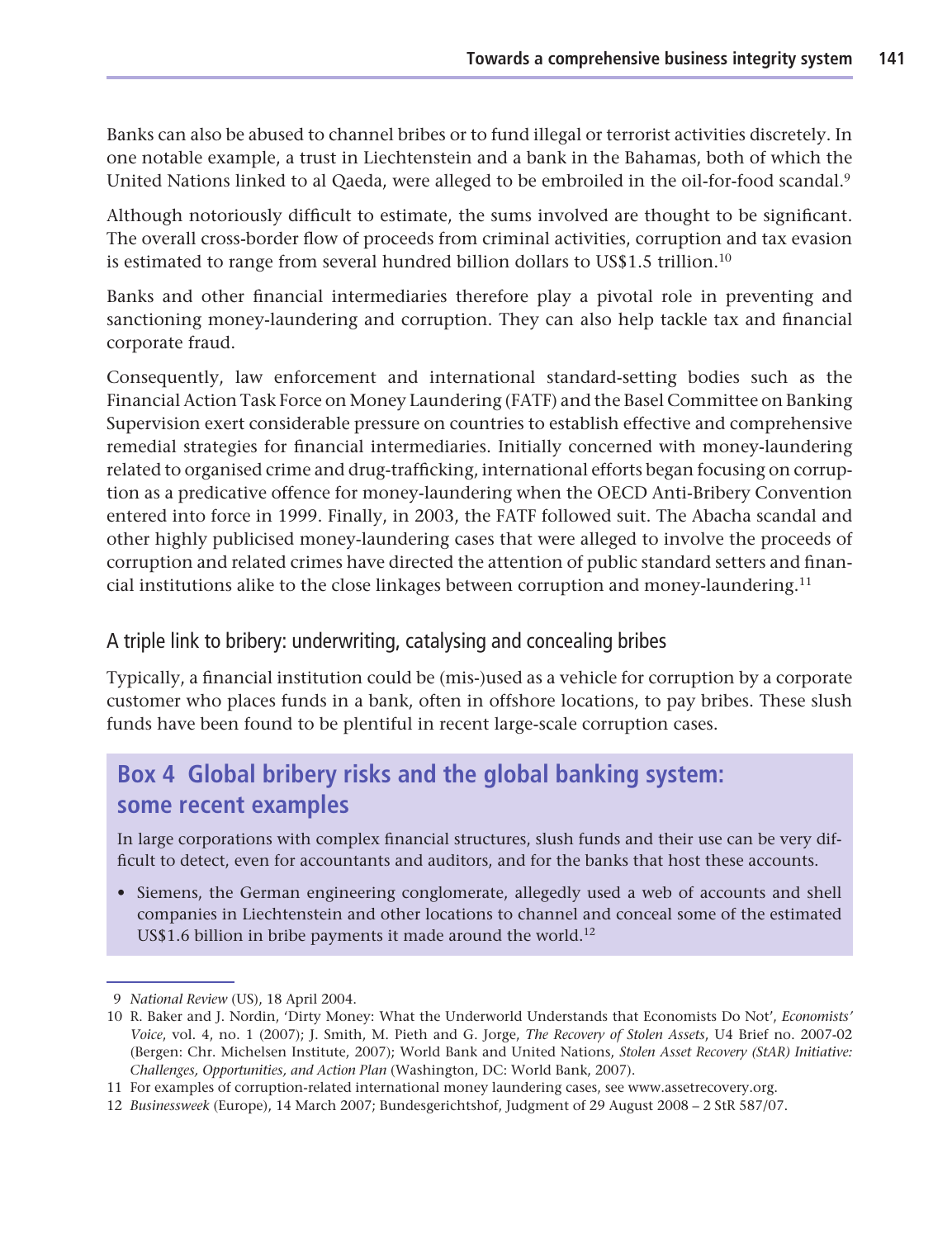Banks can also be abused to channel bribes or to fund illegal or terrorist activities discretely. In one notable example, a trust in Liechtenstein and a bank in the Bahamas, both of which the United Nations linked to al Qaeda, were alleged to be embroiled in the oil-for-food scandal.[9]

Although notoriously difficult to estimate, the sums involved are thought to be significant. The overall cross-border flow of proceeds from criminal activities, corruption and tax evasion is estimated to range from several hundred billion dollars to US$1.5 trillion.[10]

Banks and other financial intermediaries therefore play a pivotal role in preventing and sanctioning money-laundering and corruption. They can also help tackle tax and financial corporate fraud.

Consequently, law enforcement and international standard-setting bodies such as the Financial Action Task Force on Money Laundering (FATF) and the Basel Committee on Banking Supervision exert considerable pressure on countries to establish effective and comprehensive remedial strategies for financial intermediaries. Initially concerned with money-laundering related to organised crime and drug-trafficking, international efforts began focusing on corruption as a predicative offence for money-laundering when the OECD Anti-Bribery Convention entered into force in 1999. Finally, in 2003, the FATF followed suit. The Abacha scandal and other highly publicised money-laundering cases that were alleged to involve the proceeds of corruption and related crimes have directed the attention of public standard setters and financial institutions alike to the close linkages between corruption and money-laundering.[11]

### A triple link to bribery: underwriting, catalysing and concealing bribes

Typically, a financial institution could be (mis-)used as a vehicle for corruption by a corporate customer who places funds in a bank, often in offshore locations, to pay bribes. These slush funds have been found to be plentiful in recent large-scale corruption cases.

## Box 4 Global bribery risks and the global banking system: some recent examples

In large corporations with complex financial structures, slush funds and their use can be very difficult to detect, even for accountants and auditors, and for the banks that host these accounts.

- Siemens, the German engineering conglomerate, allegedly used a web of accounts and shell companies in Liechtenstein and other locations to channel and conceal some of the estimated US$1.6 billion in bribe payments it made around the world.[12]

---

9 *National Review* (US), 18 April 2004.

10 R. Baker and J. Nordin, 'Dirty Money: What the Underworld Understands that Economists Do Not', *Economists' Voice*, vol. 4, no. 1 (2007); J. Smith, M. Pieth and G. Jorge, *The Recovery of Stolen Assets*, U4 Brief no. 2007-02 (Bergen: Chr. Michelsen Institute, 2007); World Bank and United Nations, *Stolen Asset Recovery (StAR) Initiative: Challenges, Opportunities, and Action Plan* (Washington, DC: World Bank, 2007).

11 For examples of corruption-related international money laundering cases, see www.assetrecovery.org.

12 *Businessweek* (Europe), 14 March 2007; Bundesgerichtshof, Judgment of 29 August 2008 – 2 StR 587/07.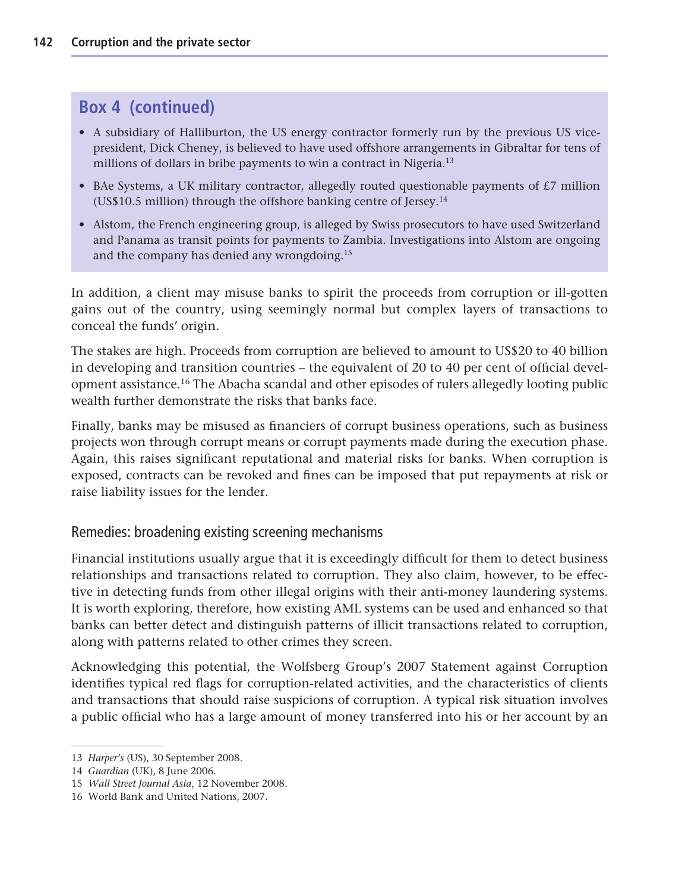## Box 4 (continued)

- A subsidiary of Halliburton, the US energy contractor formerly run by the previous US vice-president, Dick Cheney, is believed to have used offshore arrangements in Gibraltar for tens of millions of dollars in bribe payments to win a contract in Nigeria.[13]
- BAe Systems, a UK military contractor, allegedly routed questionable payments of £7 million (US$10.5 million) through the offshore banking centre of Jersey.[14]
- Alstom, the French engineering group, is alleged by Swiss prosecutors to have used Switzerland and Panama as transit points for payments to Zambia. Investigations into Alstom are ongoing and the company has denied any wrongdoing.[15]

In addition, a client may misuse banks to spirit the proceeds from corruption or ill-gotten gains out of the country, using seemingly normal but complex layers of transactions to conceal the funds' origin.

The stakes are high. Proceeds from corruption are believed to amount to US$20 to 40 billion in developing and transition countries – the equivalent of 20 to 40 per cent of official development assistance.[16] The Abacha scandal and other episodes of rulers allegedly looting public wealth further demonstrate the risks that banks face.

Finally, banks may be misused as financiers of corrupt business operations, such as business projects won through corrupt means or corrupt payments made during the execution phase. Again, this raises significant reputational and material risks for banks. When corruption is exposed, contracts can be revoked and fines can be imposed that put repayments at risk or raise liability issues for the lender.

### Remedies: broadening existing screening mechanisms

Financial institutions usually argue that it is exceedingly difficult for them to detect business relationships and transactions related to corruption. They also claim, however, to be effective in detecting funds from other illegal origins with their anti-money laundering systems. It is worth exploring, therefore, how existing AML systems can be used and enhanced so that banks can better detect and distinguish patterns of illicit transactions related to corruption, along with patterns related to other crimes they screen.

Acknowledging this potential, the Wolfsberg Group's 2007 Statement against Corruption identifies typical red flags for corruption-related activities, and the characteristics of clients and transactions that should raise suspicions of corruption. A typical risk situation involves a public official who has a large amount of money transferred into his or her account by an

---

13 *Harper's* (US), 30 September 2008.

14 *Guardian* (UK), 8 June 2006.

15 *Wall Street Journal Asia*, 12 November 2008.

16 World Bank and United Nations, 2007.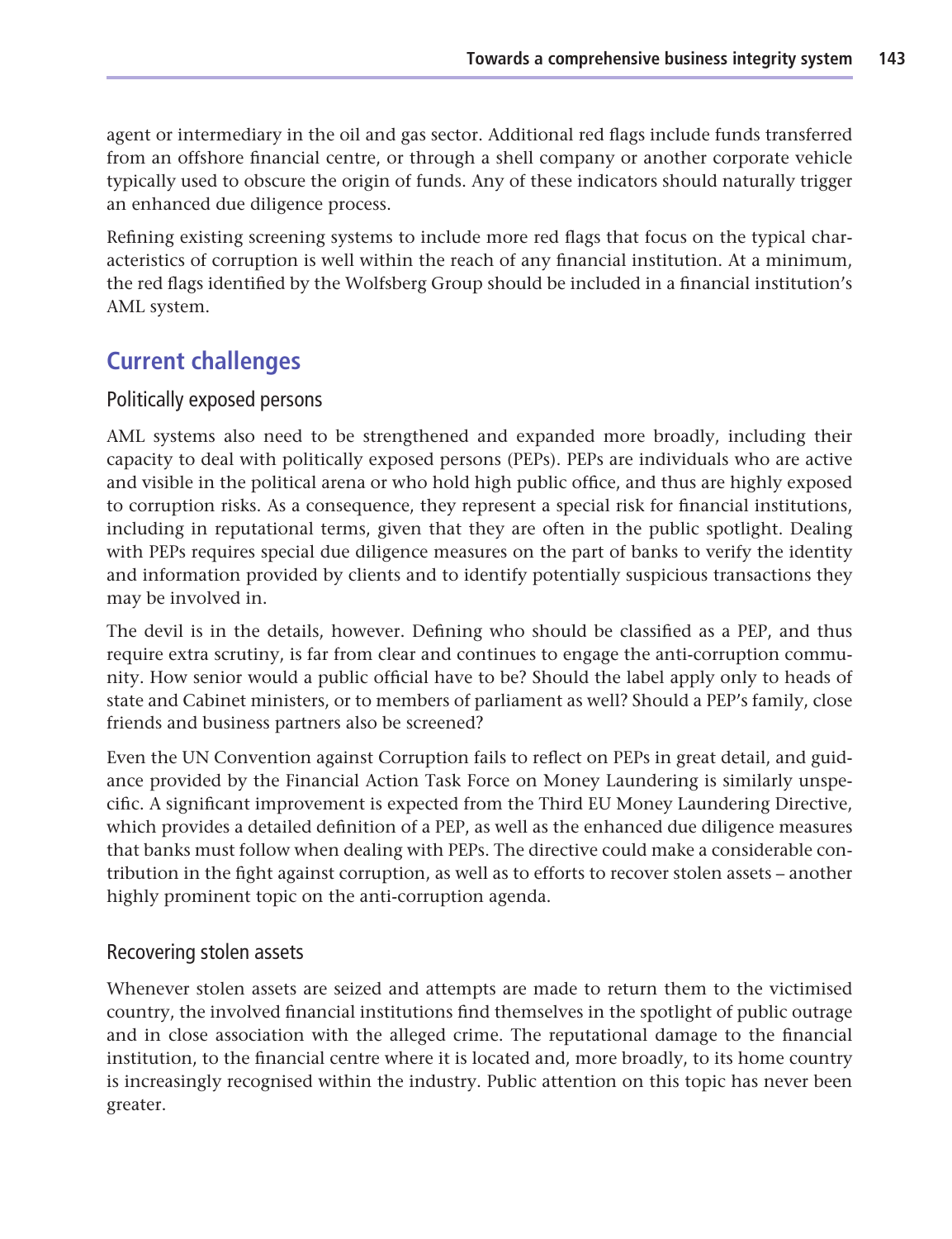agent or intermediary in the oil and gas sector. Additional red flags include funds transferred from an offshore financial centre, or through a shell company or another corporate vehicle typically used to obscure the origin of funds. Any of these indicators should naturally trigger an enhanced due diligence process.

Refining existing screening systems to include more red flags that focus on the typical characteristics of corruption is well within the reach of any financial institution. At a minimum, the red flags identified by the Wolfsberg Group should be included in a financial institution's AML system.

## Current challenges

### Politically exposed persons

AML systems also need to be strengthened and expanded more broadly, including their capacity to deal with politically exposed persons (PEPs). PEPs are individuals who are active and visible in the political arena or who hold high public office, and thus are highly exposed to corruption risks. As a consequence, they represent a special risk for financial institutions, including in reputational terms, given that they are often in the public spotlight. Dealing with PEPs requires special due diligence measures on the part of banks to verify the identity and information provided by clients and to identify potentially suspicious transactions they may be involved in.

The devil is in the details, however. Defining who should be classified as a PEP, and thus require extra scrutiny, is far from clear and continues to engage the anti-corruption community. How senior would a public official have to be? Should the label apply only to heads of state and Cabinet ministers, or to members of parliament as well? Should a PEP's family, close friends and business partners also be screened?

Even the UN Convention against Corruption fails to reflect on PEPs in great detail, and guidance provided by the Financial Action Task Force on Money Laundering is similarly unspecific. A significant improvement is expected from the Third EU Money Laundering Directive, which provides a detailed definition of a PEP, as well as the enhanced due diligence measures that banks must follow when dealing with PEPs. The directive could make a considerable contribution in the fight against corruption, as well as to efforts to recover stolen assets – another highly prominent topic on the anti-corruption agenda.

### Recovering stolen assets

Whenever stolen assets are seized and attempts are made to return them to the victimised country, the involved financial institutions find themselves in the spotlight of public outrage and in close association with the alleged crime. The reputational damage to the financial institution, to the financial centre where it is located and, more broadly, to its home country is increasingly recognised within the industry. Public attention on this topic has never been greater.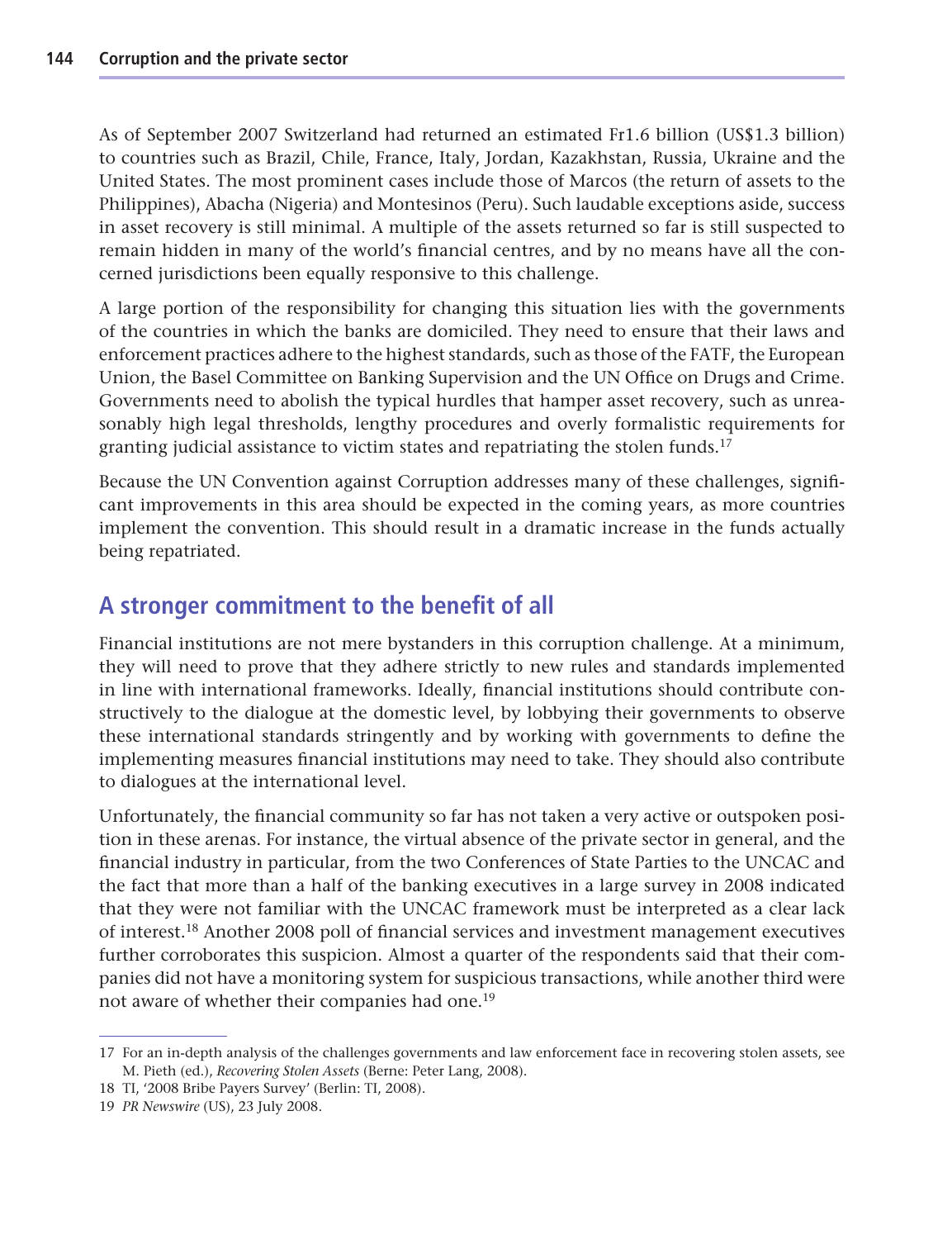As of September 2007 Switzerland had returned an estimated Fr1.6 billion (US$1.3 billion) to countries such as Brazil, Chile, France, Italy, Jordan, Kazakhstan, Russia, Ukraine and the United States. The most prominent cases include those of Marcos (the return of assets to the Philippines), Abacha (Nigeria) and Montesinos (Peru). Such laudable exceptions aside, success in asset recovery is still minimal. A multiple of the assets returned so far is still suspected to remain hidden in many of the world's financial centres, and by no means have all the concerned jurisdictions been equally responsive to this challenge.

A large portion of the responsibility for changing this situation lies with the governments of the countries in which the banks are domiciled. They need to ensure that their laws and enforcement practices adhere to the highest standards, such as those of the FATF, the European Union, the Basel Committee on Banking Supervision and the UN Office on Drugs and Crime. Governments need to abolish the typical hurdles that hamper asset recovery, such as unreasonably high legal thresholds, lengthy procedures and overly formalistic requirements for granting judicial assistance to victim states and repatriating the stolen funds.[17]

Because the UN Convention against Corruption addresses many of these challenges, significant improvements in this area should be expected in the coming years, as more countries implement the convention. This should result in a dramatic increase in the funds actually being repatriated.

## A stronger commitment to the benefit of all

Financial institutions are not mere bystanders in this corruption challenge. At a minimum, they will need to prove that they adhere strictly to new rules and standards implemented in line with international frameworks. Ideally, financial institutions should contribute constructively to the dialogue at the domestic level, by lobbying their governments to observe these international standards stringently and by working with governments to define the implementing measures financial institutions may need to take. They should also contribute to dialogues at the international level.

Unfortunately, the financial community so far has not taken a very active or outspoken position in these arenas. For instance, the virtual absence of the private sector in general, and the financial industry in particular, from the two Conferences of State Parties to the UNCAC and the fact that more than a half of the banking executives in a large survey in 2008 indicated that they were not familiar with the UNCAC framework must be interpreted as a clear lack of interest.[18] Another 2008 poll of financial services and investment management executives further corroborates this suspicion. Almost a quarter of the respondents said that their companies did not have a monitoring system for suspicious transactions, while another third were not aware of whether their companies had one.[19]

---

17 For an in-depth analysis of the challenges governments and law enforcement face in recovering stolen assets, see M. Pieth (ed.), *Recovering Stolen Assets* (Berne: Peter Lang, 2008).

18 TI, '2008 Bribe Payers Survey' (Berlin: TI, 2008).

19 *PR Newswire* (US), 23 July 2008.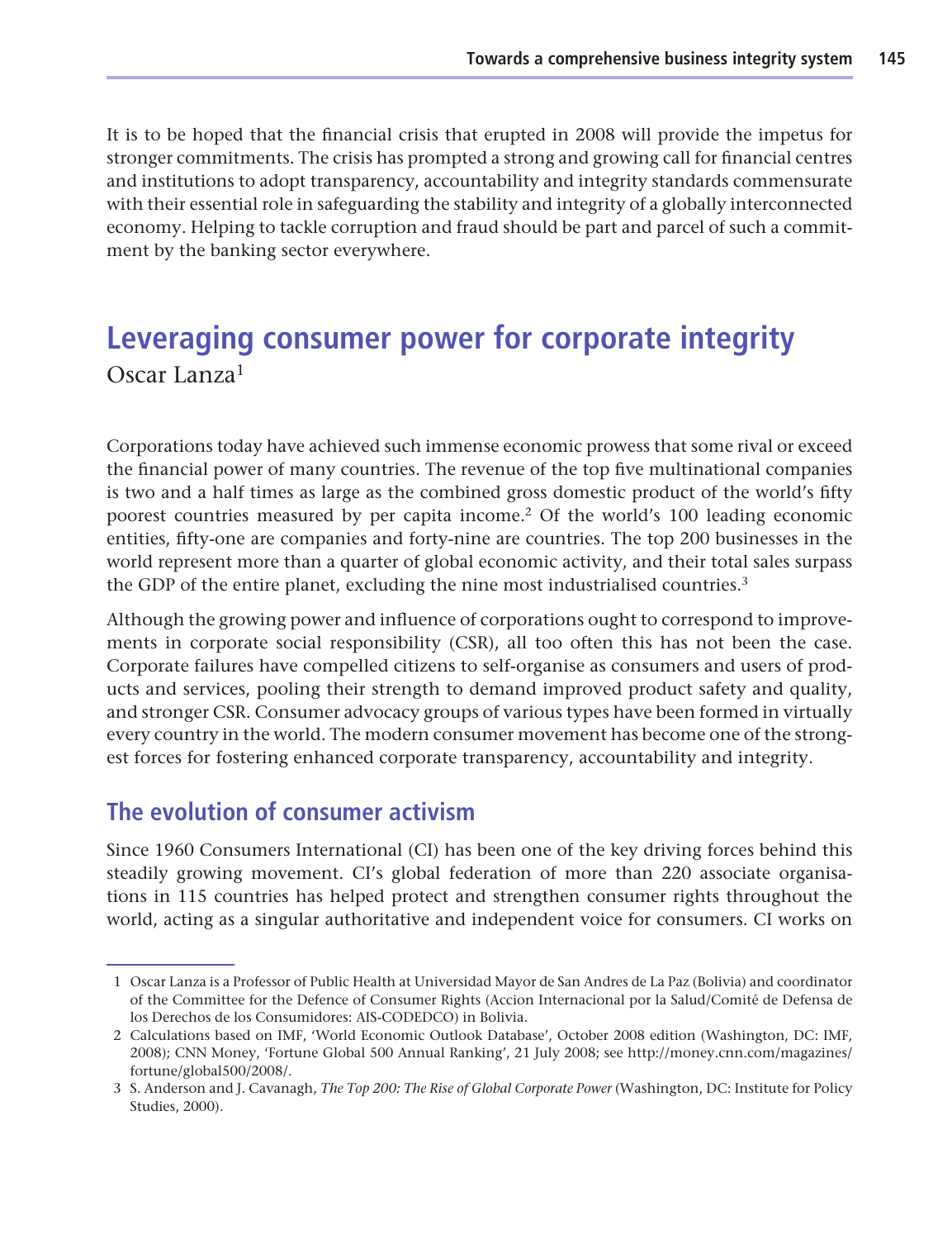It is to be hoped that the financial crisis that erupted in 2008 will provide the impetus for stronger commitments. The crisis has prompted a strong and growing call for financial centres and institutions to adopt transparency, accountability and integrity standards commensurate with their essential role in safeguarding the stability and integrity of a globally interconnected economy. Helping to tackle corruption and fraud should be part and parcel of such a commitment by the banking sector everywhere.

# Leveraging consumer power for corporate integrity

Oscar Lanza[1]

Corporations today have achieved such immense economic prowess that some rival or exceed the financial power of many countries. The revenue of the top five multinational companies is two and a half times as large as the combined gross domestic product of the world's fifty poorest countries measured by per capita income.[2] Of the world's 100 leading economic entities, fifty-one are companies and forty-nine are countries. The top 200 businesses in the world represent more than a quarter of global economic activity, and their total sales surpass the GDP of the entire planet, excluding the nine most industrialised countries.[3]

Although the growing power and influence of corporations ought to correspond to improvements in corporate social responsibility (CSR), all too often this has not been the case. Corporate failures have compelled citizens to self-organise as consumers and users of products and services, pooling their strength to demand improved product safety and quality, and stronger CSR. Consumer advocacy groups of various types have been formed in virtually every country in the world. The modern consumer movement has become one of the strongest forces for fostering enhanced corporate transparency, accountability and integrity.

## The evolution of consumer activism

Since 1960 Consumers International (CI) has been one of the key driving forces behind this steadily growing movement. CI's global federation of more than 220 associate organisations in 115 countries has helped protect and strengthen consumer rights throughout the world, acting as a singular authoritative and independent voice for consumers. CI works on

---

1 Oscar Lanza is a Professor of Public Health at Universidad Mayor de San Andres de La Paz (Bolivia) and coordinator of the Committee for the Defence of Consumer Rights (Accion Internacional por la Salud/Comité de Defensa de los Derechos de los Consumidores: AIS-CODEDCO) in Bolivia.

2 Calculations based on IMF, 'World Economic Outlook Database', October 2008 edition (Washington, DC: IMF, 2008); CNN Money, 'Fortune Global 500 Annual Ranking', 21 July 2008; see http://money.cnn.com/magazines/fortune/global500/2008/.

3 S. Anderson and J. Cavanagh, *The Top 200: The Rise of Global Corporate Power* (Washington, DC: Institute for Policy Studies, 2000).